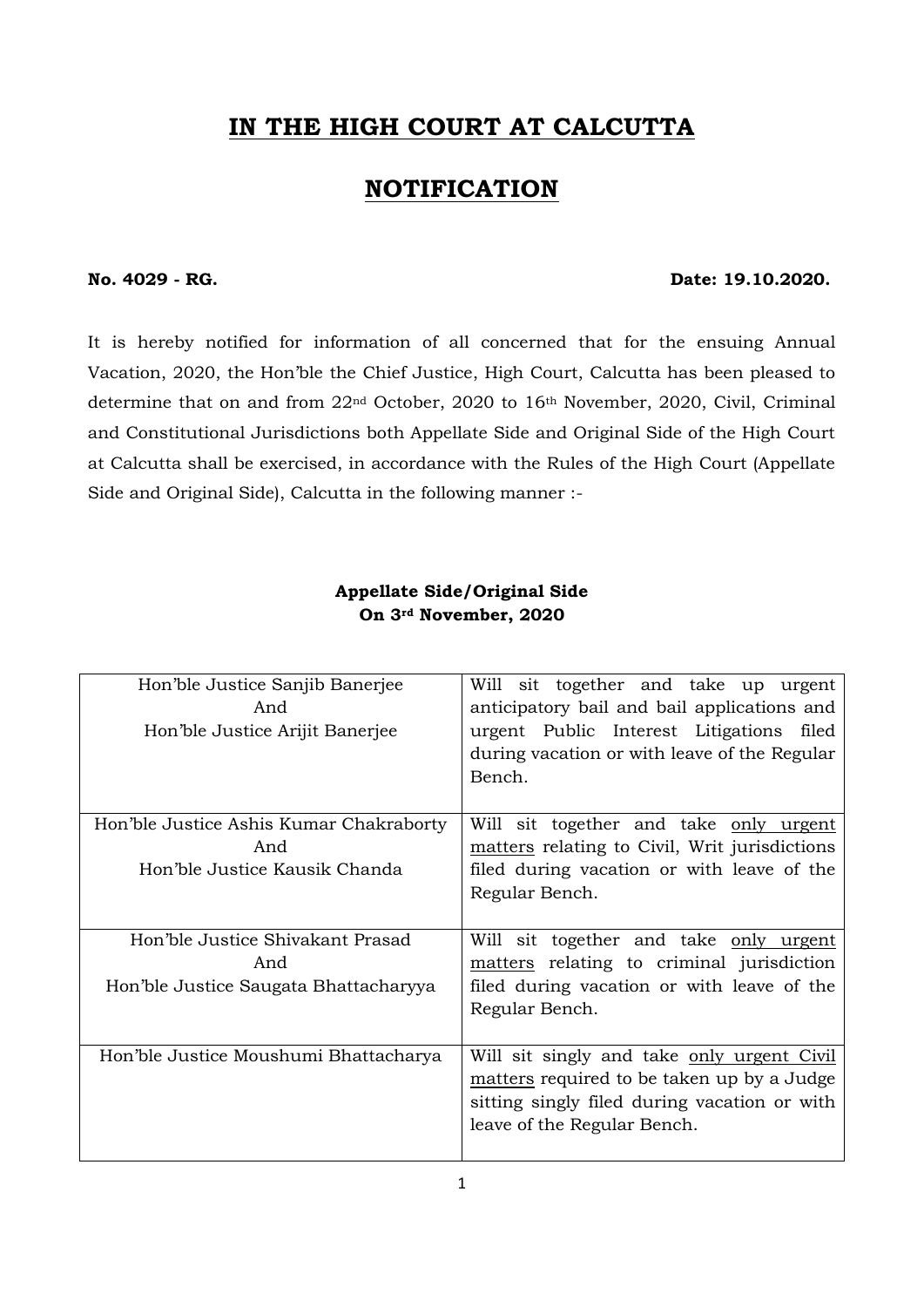# IN THE HIGH COURT AT CALCUTTA

# NOTIFICATION

**No. 4029 - RG.** **Date: 19.10.2020.**

It is hereby notified for information of all concerned that for the ensuing Annual Vacation, 2020, the Hon'ble the Chief Justice, High Court, Calcutta has been pleased to determine that on and from 22nd October, 2020 to 16th November, 2020, Civil, Criminal and Constitutional Jurisdictions both Appellate Side and Original Side of the High Court at Calcutta shall be exercised, in accordance with the Rules of the High Court (Appellate Side and Original Side), Calcutta in the following manner :-

**Appellate Side/Original Side**
**On 3rd November, 2020**

| | |
|---|---|
| Hon'ble Justice Sanjib Banerjee<br>And<br>Hon'ble Justice Arijit Banerjee | Will sit together and take up urgent anticipatory bail and bail applications and urgent Public Interest Litigations filed during vacation or with leave of the Regular Bench. |
| Hon'ble Justice Ashis Kumar Chakraborty<br>And<br>Hon'ble Justice Kausik Chanda | Will sit together and take <u>only urgent matters</u> relating to Civil, Writ jurisdictions filed during vacation or with leave of the Regular Bench. |
| Hon'ble Justice Shivakant Prasad<br>And<br>Hon'ble Justice Saugata Bhattacharyya | Will sit together and take <u>only urgent matters</u> relating to criminal jurisdiction filed during vacation or with leave of the Regular Bench. |
| Hon'ble Justice Moushumi Bhattacharya | Will sit singly and take <u>only urgent Civil matters</u> required to be taken up by a Judge sitting singly filed during vacation or with leave of the Regular Bench. |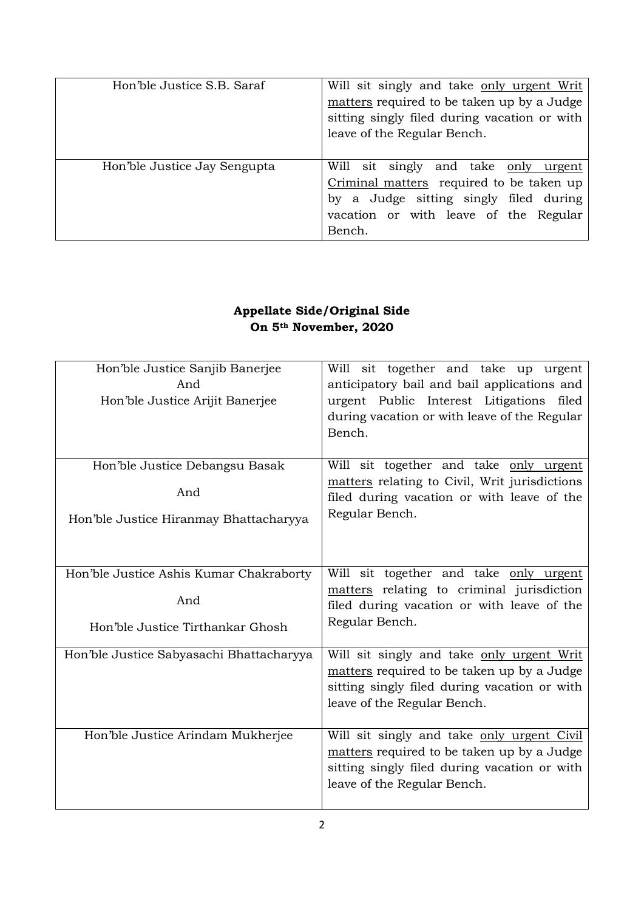| | |
|---|---|
| Hon'ble Justice S.B. Saraf | Will sit singly and take only urgent Writ matters required to be taken up by a Judge sitting singly filed during vacation or with leave of the Regular Bench. |
| Hon'ble Justice Jay Sengupta | Will sit singly and take only urgent Criminal matters required to be taken up by a Judge sitting singly filed during vacation or with leave of the Regular Bench. |

**Appellate Side/Original Side**
**On 5th November, 2020**

| | |
|---|---|
| Hon'ble Justice Sanjib Banerjee And Hon'ble Justice Arijit Banerjee | Will sit together and take up urgent anticipatory bail and bail applications and urgent Public Interest Litigations filed during vacation or with leave of the Regular Bench. |
| Hon'ble Justice Debangsu Basak And Hon'ble Justice Hiranmay Bhattacharyya | Will sit together and take only urgent matters relating to Civil, Writ jurisdictions filed during vacation or with leave of the Regular Bench. |
| Hon'ble Justice Ashis Kumar Chakraborty And Hon'ble Justice Tirthankar Ghosh | Will sit together and take only urgent matters relating to criminal jurisdiction filed during vacation or with leave of the Regular Bench. |
| Hon'ble Justice Sabyasachi Bhattacharyya | Will sit singly and take only urgent Writ matters required to be taken up by a Judge sitting singly filed during vacation or with leave of the Regular Bench. |
| Hon'ble Justice Arindam Mukherjee | Will sit singly and take only urgent Civil matters required to be taken up by a Judge sitting singly filed during vacation or with leave of the Regular Bench. |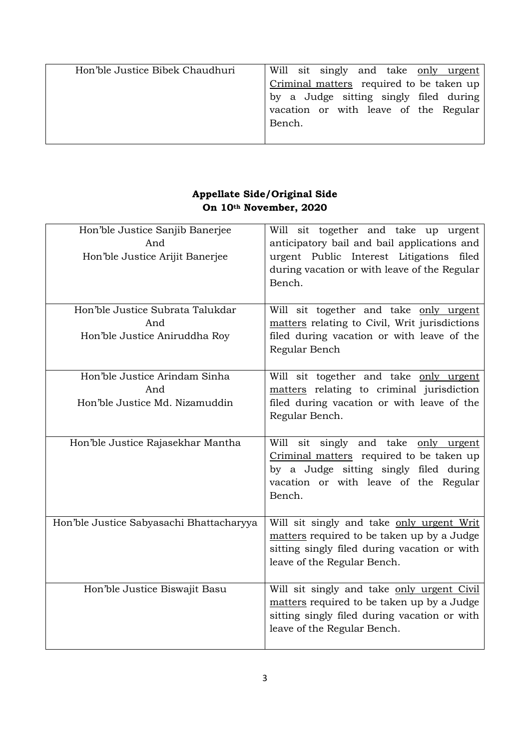| | |
|---|---|
| Hon'ble Justice Bibek Chaudhuri | Will sit singly and take <u>only urgent Criminal matters</u> required to be taken up by a Judge sitting singly filed during vacation or with leave of the Regular Bench. |

**Appellate Side/Original Side**
**On 10th November, 2020**

| | |
|---|---|
| Hon'ble Justice Sanjib Banerjee<br>And<br>Hon'ble Justice Arijit Banerjee | Will sit together and take up urgent anticipatory bail and bail applications and urgent Public Interest Litigations filed during vacation or with leave of the Regular Bench. |
| Hon'ble Justice Subrata Talukdar<br>And<br>Hon'ble Justice Aniruddha Roy | Will sit together and take <u>only urgent matters</u> relating to Civil, Writ jurisdictions filed during vacation or with leave of the Regular Bench |
| Hon'ble Justice Arindam Sinha<br>And<br>Hon'ble Justice Md. Nizamuddin | Will sit together and take <u>only urgent matters</u> relating to criminal jurisdiction filed during vacation or with leave of the Regular Bench. |
| Hon'ble Justice Rajasekhar Mantha | Will sit singly and take <u>only urgent Criminal matters</u> required to be taken up by a Judge sitting singly filed during vacation or with leave of the Regular Bench. |
| Hon'ble Justice Sabyasachi Bhattacharyya | Will sit singly and take <u>only urgent Writ matters</u> required to be taken up by a Judge sitting singly filed during vacation or with leave of the Regular Bench. |
| Hon'ble Justice Biswajit Basu | Will sit singly and take <u>only urgent Civil matters</u> required to be taken up by a Judge sitting singly filed during vacation or with leave of the Regular Bench. |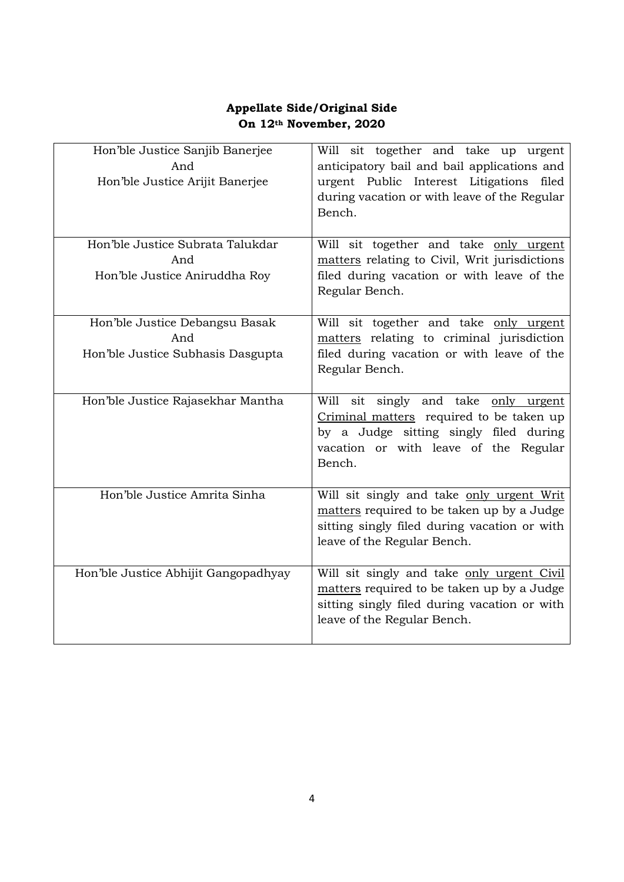**Appellate Side/Original Side**
**On 12th November, 2020**

| | |
|---|---|
| Hon'ble Justice Sanjib Banerjee<br>And<br>Hon'ble Justice Arijit Banerjee | Will sit together and take up urgent anticipatory bail and bail applications and urgent Public Interest Litigations filed during vacation or with leave of the Regular Bench. |
| Hon'ble Justice Subrata Talukdar<br>And<br>Hon'ble Justice Aniruddha Roy | Will sit together and take only urgent matters relating to Civil, Writ jurisdictions filed during vacation or with leave of the Regular Bench. |
| Hon'ble Justice Debangsu Basak<br>And<br>Hon'ble Justice Subhasis Dasgupta | Will sit together and take only urgent matters relating to criminal jurisdiction filed during vacation or with leave of the Regular Bench. |
| Hon'ble Justice Rajasekhar Mantha | Will sit singly and take only urgent Criminal matters required to be taken up by a Judge sitting singly filed during vacation or with leave of the Regular Bench. |
| Hon'ble Justice Amrita Sinha | Will sit singly and take only urgent Writ matters required to be taken up by a Judge sitting singly filed during vacation or with leave of the Regular Bench. |
| Hon'ble Justice Abhijit Gangopadhyay | Will sit singly and take only urgent Civil matters required to be taken up by a Judge sitting singly filed during vacation or with leave of the Regular Bench. |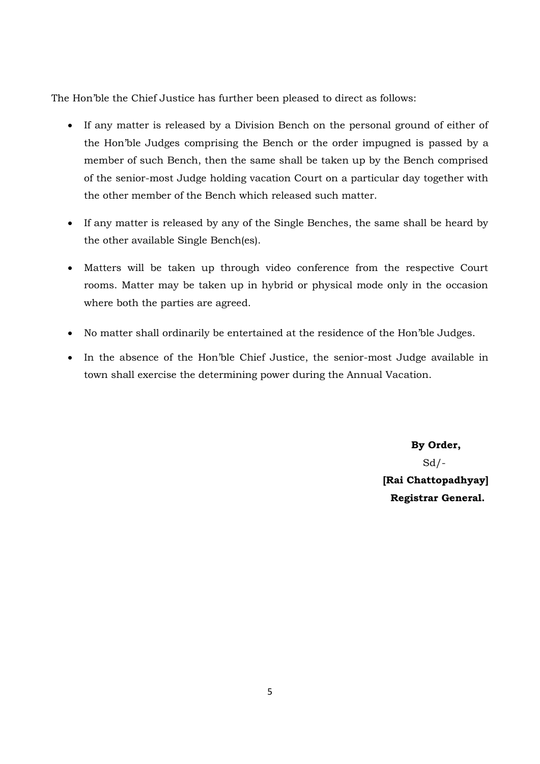The Hon'ble the Chief Justice has further been pleased to direct as follows:

- If any matter is released by a Division Bench on the personal ground of either of the Hon'ble Judges comprising the Bench or the order impugned is passed by a member of such Bench, then the same shall be taken up by the Bench comprised of the senior-most Judge holding vacation Court on a particular day together with the other member of the Bench which released such matter.

- If any matter is released by any of the Single Benches, the same shall be heard by the other available Single Bench(es).

- Matters will be taken up through video conference from the respective Court rooms. Matter may be taken up in hybrid or physical mode only in the occasion where both the parties are agreed.

- No matter shall ordinarily be entertained at the residence of the Hon'ble Judges.

- In the absence of the Hon'ble Chief Justice, the senior-most Judge available in town shall exercise the determining power during the Annual Vacation.

**By Order,**

Sd/-

**[Rai Chattopadhyay]**

**Registrar General.**